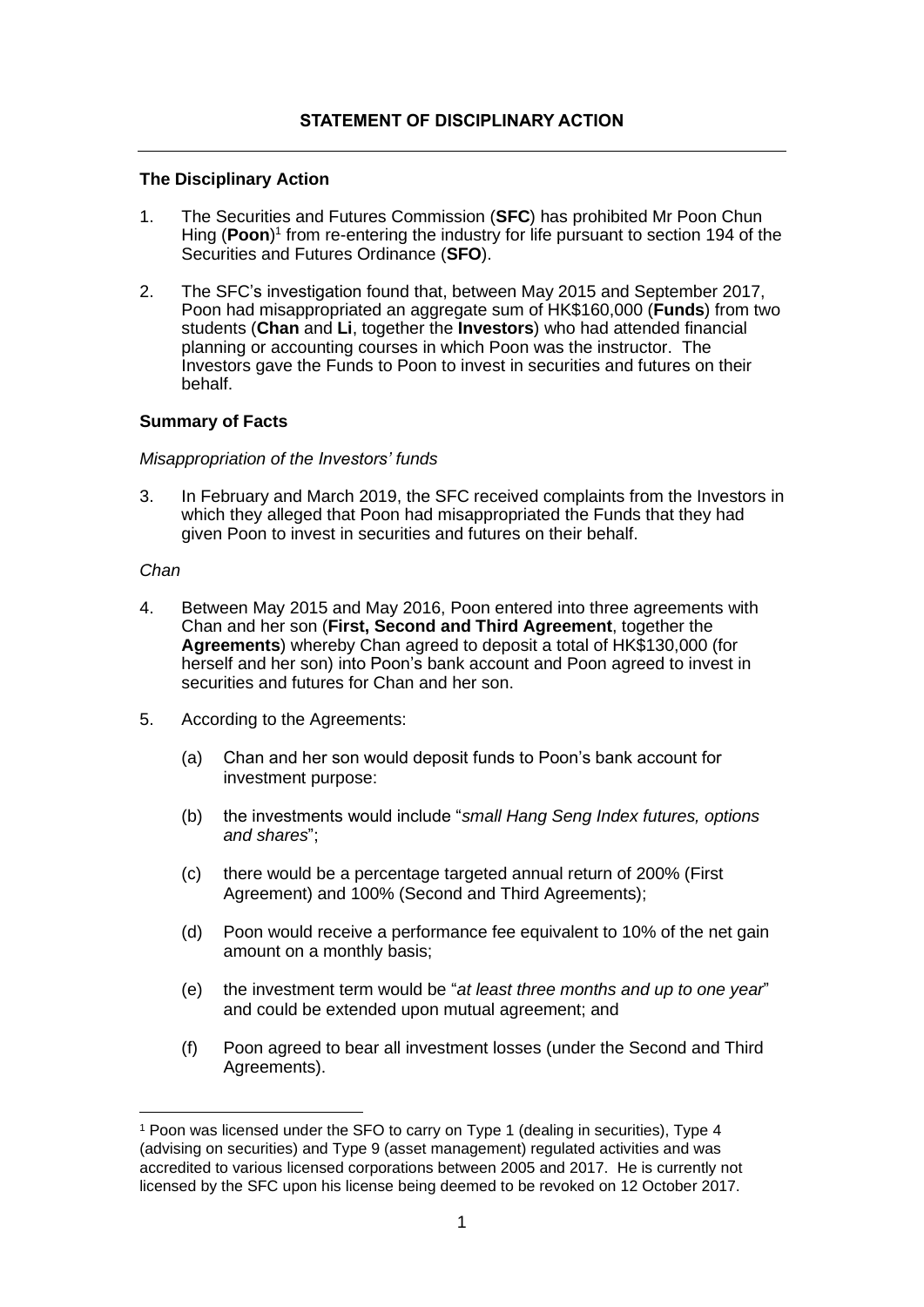## STATEMENT OF DISCIPLINARY ACTION

### The Disciplinary Action

1. The Securities and Futures Commission (**SFC**) has prohibited Mr Poon Chun Hing (**Poon**)[1] from re-entering the industry for life pursuant to section 194 of the Securities and Futures Ordinance (**SFO**).

2. The SFC's investigation found that, between May 2015 and September 2017, Poon had misappropriated an aggregate sum of HK$160,000 (**Funds**) from two students (**Chan** and **Li**, together the **Investors**) who had attended financial planning or accounting courses in which Poon was the instructor. The Investors gave the Funds to Poon to invest in securities and futures on their behalf.

### Summary of Facts

*Misappropriation of the Investors' funds*

3. In February and March 2019, the SFC received complaints from the Investors in which they alleged that Poon had misappropriated the Funds that they had given Poon to invest in securities and futures on their behalf.

*Chan*

4. Between May 2015 and May 2016, Poon entered into three agreements with Chan and her son (**First, Second and Third Agreement**, together the **Agreements**) whereby Chan agreed to deposit a total of HK$130,000 (for herself and her son) into Poon's bank account and Poon agreed to invest in securities and futures for Chan and her son.

5. According to the Agreements:

   (a) Chan and her son would deposit funds to Poon's bank account for investment purpose:

   (b) the investments would include "*small Hang Seng Index futures, options and shares*";

   (c) there would be a percentage targeted annual return of 200% (First Agreement) and 100% (Second and Third Agreements);

   (d) Poon would receive a performance fee equivalent to 10% of the net gain amount on a monthly basis;

   (e) the investment term would be "*at least three months and up to one year*" and could be extended upon mutual agreement; and

   (f) Poon agreed to bear all investment losses (under the Second and Third Agreements).

---

[1] Poon was licensed under the SFO to carry on Type 1 (dealing in securities), Type 4 (advising on securities) and Type 9 (asset management) regulated activities and was accredited to various licensed corporations between 2005 and 2017. He is currently not licensed by the SFC upon his license being deemed to be revoked on 12 October 2017.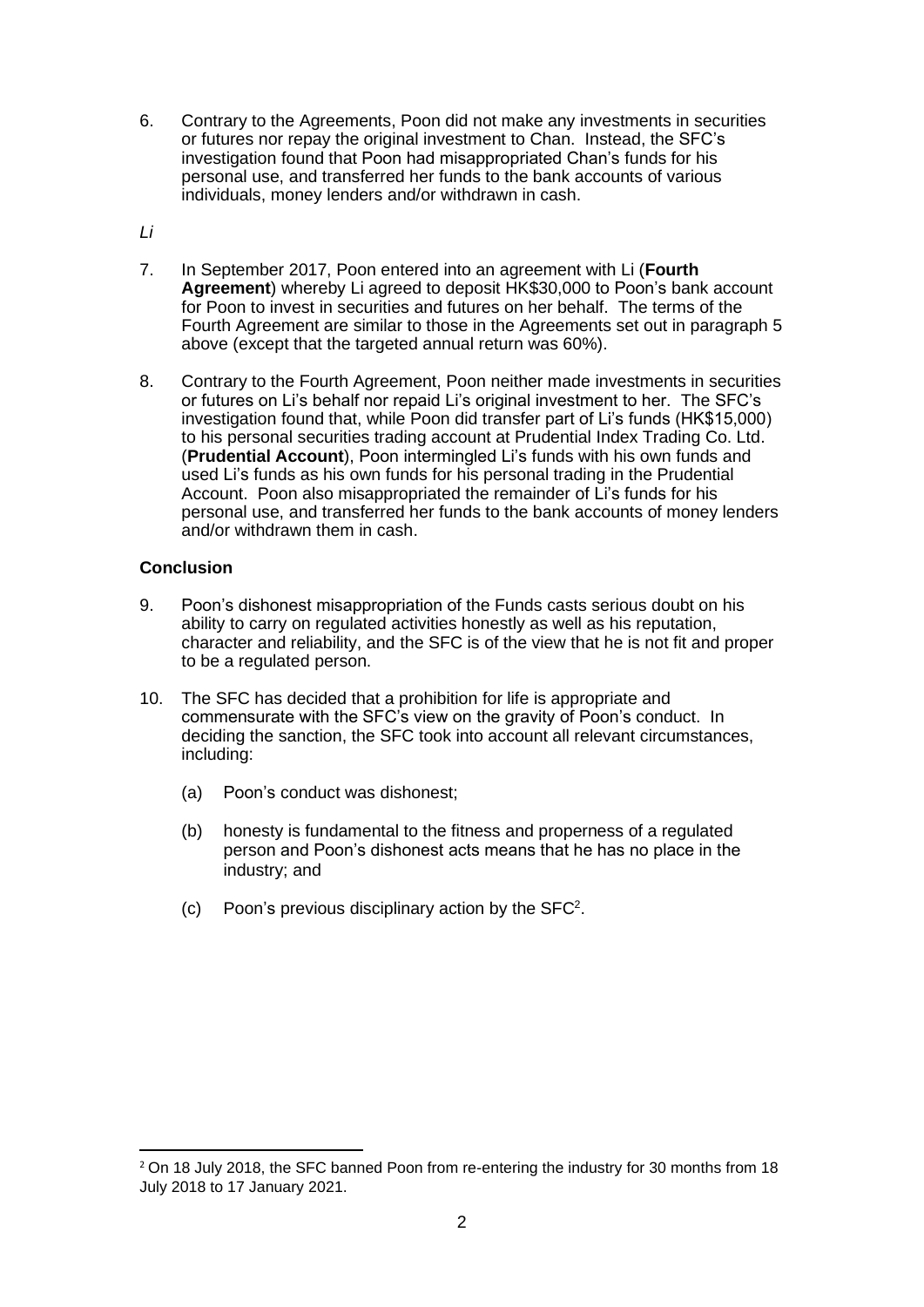6. Contrary to the Agreements, Poon did not make any investments in securities or futures nor repay the original investment to Chan. Instead, the SFC's investigation found that Poon had misappropriated Chan's funds for his personal use, and transferred her funds to the bank accounts of various individuals, money lenders and/or withdrawn in cash.

*Li*

7. In September 2017, Poon entered into an agreement with Li (**Fourth Agreement**) whereby Li agreed to deposit HK$30,000 to Poon's bank account for Poon to invest in securities and futures on her behalf. The terms of the Fourth Agreement are similar to those in the Agreements set out in paragraph 5 above (except that the targeted annual return was 60%).

8. Contrary to the Fourth Agreement, Poon neither made investments in securities or futures on Li's behalf nor repaid Li's original investment to her. The SFC's investigation found that, while Poon did transfer part of Li's funds (HK$15,000) to his personal securities trading account at Prudential Index Trading Co. Ltd. (**Prudential Account**), Poon intermingled Li's funds with his own funds and used Li's funds as his own funds for his personal trading in the Prudential Account. Poon also misappropriated the remainder of Li's funds for his personal use, and transferred her funds to the bank accounts of money lenders and/or withdrawn them in cash.

**Conclusion**

9. Poon's dishonest misappropriation of the Funds casts serious doubt on his ability to carry on regulated activities honestly as well as his reputation, character and reliability, and the SFC is of the view that he is not fit and proper to be a regulated person.

10. The SFC has decided that a prohibition for life is appropriate and commensurate with the SFC's view on the gravity of Poon's conduct. In deciding the sanction, the SFC took into account all relevant circumstances, including:

    (a) Poon's conduct was dishonest;

    (b) honesty is fundamental to the fitness and properness of a regulated person and Poon's dishonest acts means that he has no place in the industry; and

    (c) Poon's previous disciplinary action by the SFC[2].

[2] On 18 July 2018, the SFC banned Poon from re-entering the industry for 30 months from 18 July 2018 to 17 January 2021.